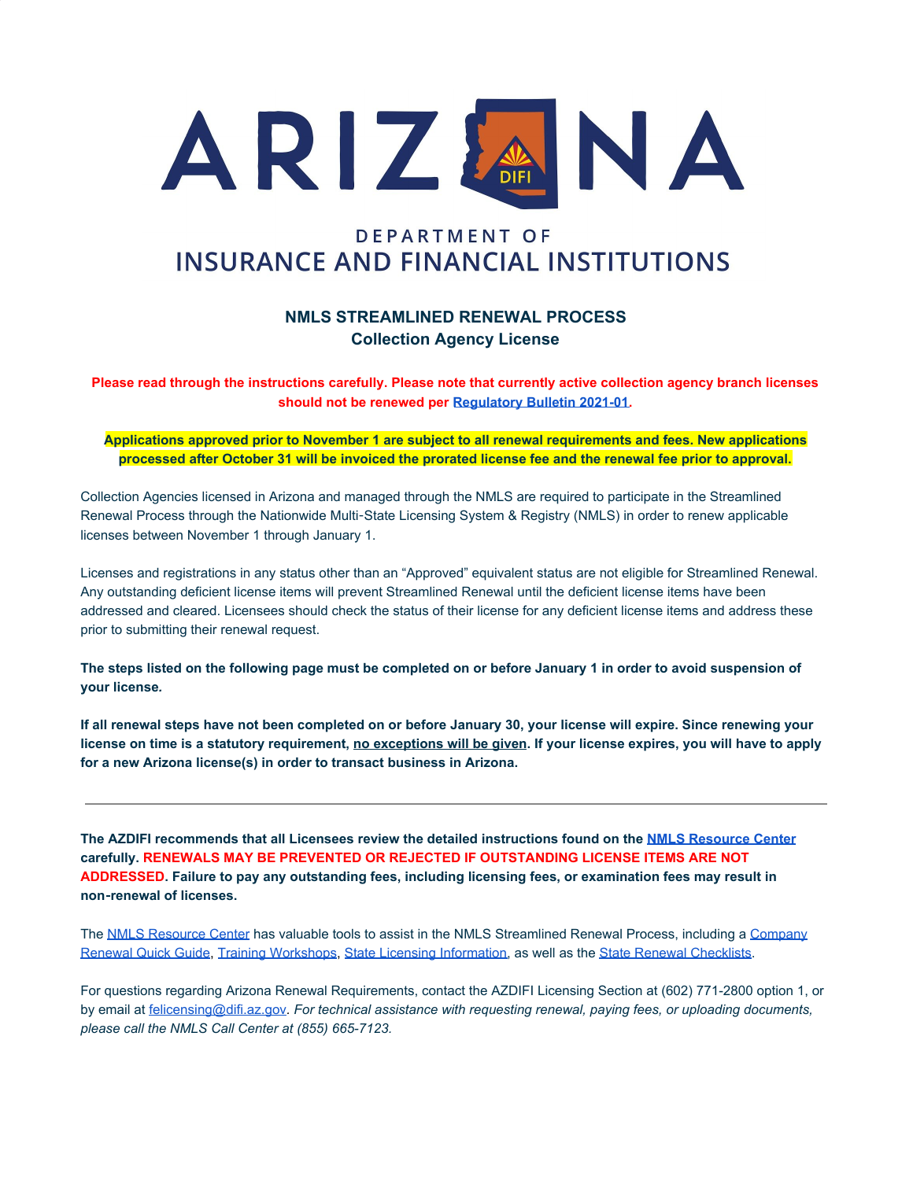# ARIZONA

DEPARTMENT OF
INSURANCE AND FINANCIAL INSTITUTIONS

## NMLS STREAMLINED RENEWAL PROCESS
## Collection Agency License

**Please read through the instructions carefully. Please note that currently active collection agency branch licenses should not be renewed per [Regulatory Bulletin 2021-01](#).**

**Applications approved prior to November 1 are subject to all renewal requirements and fees. New applications processed after October 31 will be invoiced the prorated license fee and the renewal fee prior to approval.**

Collection Agencies licensed in Arizona and managed through the NMLS are required to participate in the Streamlined Renewal Process through the Nationwide Multi-State Licensing System & Registry (NMLS) in order to renew applicable licenses between November 1 through January 1.

Licenses and registrations in any status other than an "Approved" equivalent status are not eligible for Streamlined Renewal. Any outstanding deficient license items will prevent Streamlined Renewal until the deficient license items have been addressed and cleared. Licensees should check the status of their license for any deficient license items and address these prior to submitting their renewal request.

**The steps listed on the following page must be completed on or before January 1 in order to avoid suspension of your license.**

**If all renewal steps have not been completed on or before January 30, your license will expire. Since renewing your license on time is a statutory requirement, no exceptions will be given. If your license expires, you will have to apply for a new Arizona license(s) in order to transact business in Arizona.**

---

**The AZDIFI recommends that all Licensees review the detailed instructions found on the [NMLS Resource Center](#) carefully. RENEWALS MAY BE PREVENTED OR REJECTED IF OUTSTANDING LICENSE ITEMS ARE NOT ADDRESSED. Failure to pay any outstanding fees, including licensing fees, or examination fees may result in non-renewal of licenses.**

The [NMLS Resource Center](#) has valuable tools to assist in the NMLS Streamlined Renewal Process, including a [Company Renewal Quick Guide](#), [Training Workshops](#), [State Licensing Information](#), as well as the [State Renewal Checklists](#).

For questions regarding Arizona Renewal Requirements, contact the AZDIFI Licensing Section at (602) 771-2800 option 1, or by email at [felicensing@difi.az.gov](mailto:felicensing@difi.az.gov). *For technical assistance with requesting renewal, paying fees, or uploading documents, please call the NMLS Call Center at (855) 665-7123.*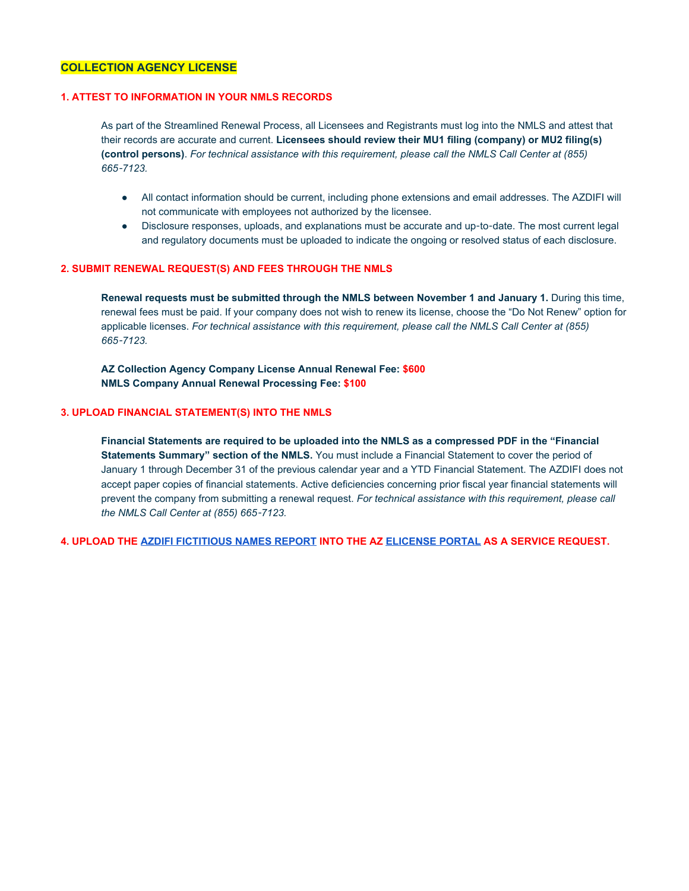## COLLECTION AGENCY LICENSE

### 1. ATTEST TO INFORMATION IN YOUR NMLS RECORDS

As part of the Streamlined Renewal Process, all Licensees and Registrants must log into the NMLS and attest that their records are accurate and current. **Licensees should review their MU1 filing (company) or MU2 filing(s) (control persons)**. *For technical assistance with this requirement, please call the NMLS Call Center at (855) 665-7123.*

- All contact information should be current, including phone extensions and email addresses. The AZDIFI will not communicate with employees not authorized by the licensee.
- Disclosure responses, uploads, and explanations must be accurate and up-to-date. The most current legal and regulatory documents must be uploaded to indicate the ongoing or resolved status of each disclosure.

### 2. SUBMIT RENEWAL REQUEST(S) AND FEES THROUGH THE NMLS

**Renewal requests must be submitted through the NMLS between November 1 and January 1.** During this time, renewal fees must be paid. If your company does not wish to renew its license, choose the "Do Not Renew" option for applicable licenses. *For technical assistance with this requirement, please call the NMLS Call Center at (855) 665-7123.*

**AZ Collection Agency Company License Annual Renewal Fee: $600**
**NMLS Company Annual Renewal Processing Fee: $100**

### 3. UPLOAD FINANCIAL STATEMENT(S) INTO THE NMLS

**Financial Statements are required to be uploaded into the NMLS as a compressed PDF in the "Financial Statements Summary" section of the NMLS.** You must include a Financial Statement to cover the period of January 1 through December 31 of the previous calendar year and a YTD Financial Statement. The AZDIFI does not accept paper copies of financial statements. Active deficiencies concerning prior fiscal year financial statements will prevent the company from submitting a renewal request. *For technical assistance with this requirement, please call the NMLS Call Center at (855) 665-7123.*

### 4. UPLOAD THE AZDIFI FICTITIOUS NAMES REPORT INTO THE AZ ELICENSE PORTAL AS A SERVICE REQUEST.